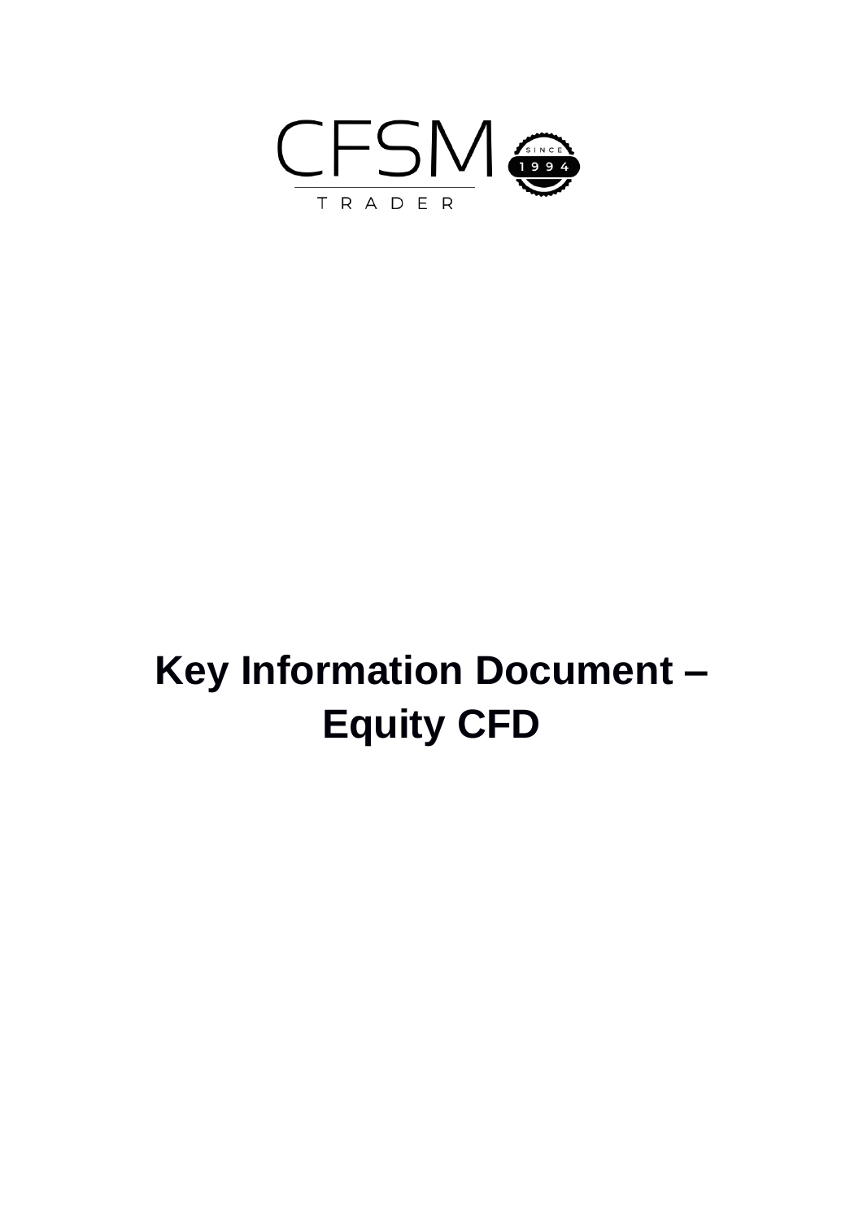CFSM

TRADER

SINCE 1994

# Key Information Document – Equity CFD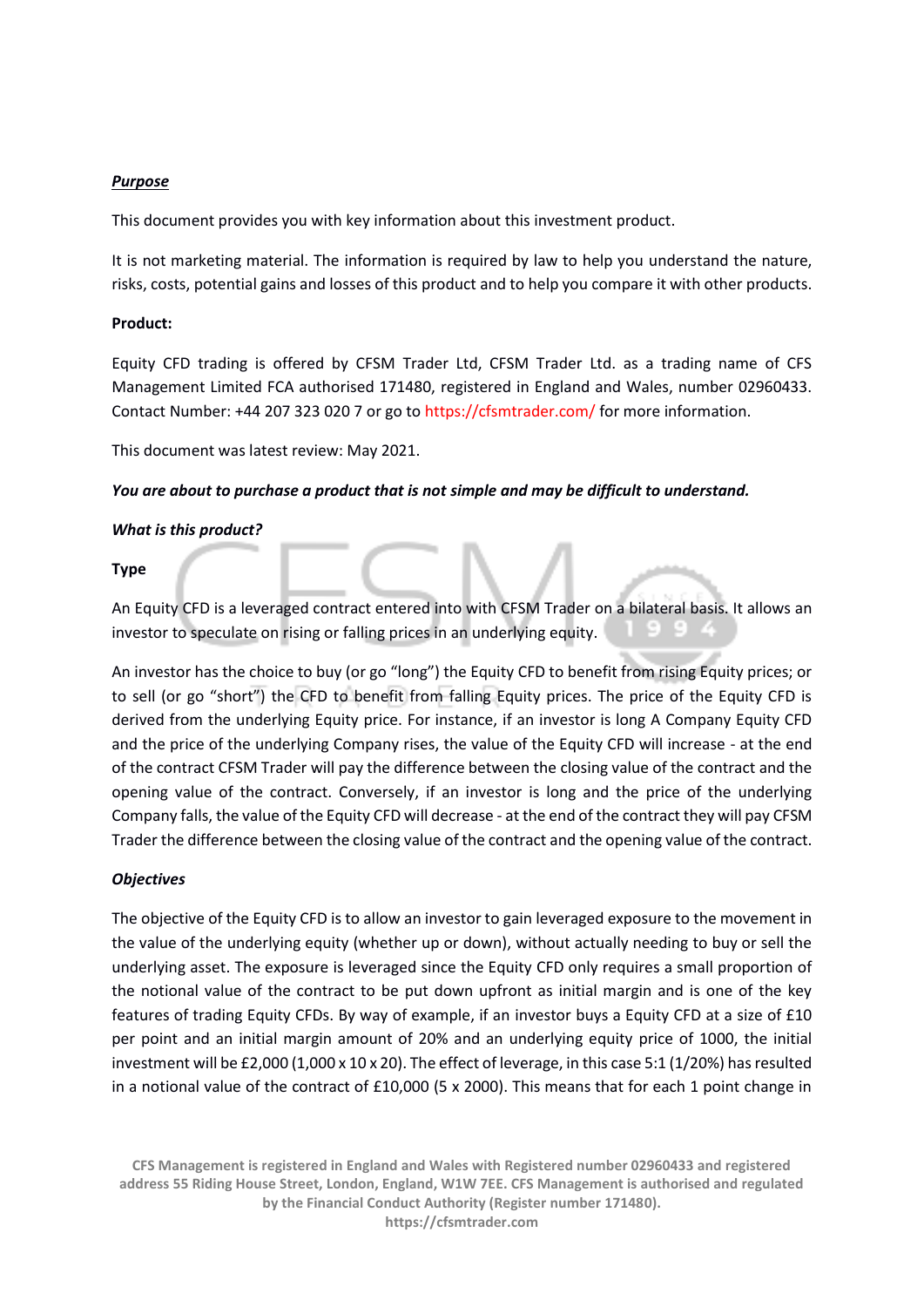***Purpose***

This document provides you with key information about this investment product.

It is not marketing material. The information is required by law to help you understand the nature, risks, costs, potential gains and losses of this product and to help you compare it with other products.

**Product:**

Equity CFD trading is offered by CFSM Trader Ltd, CFSM Trader Ltd. as a trading name of CFS Management Limited FCA authorised 171480, registered in England and Wales, number 02960433. Contact Number: +44 207 323 020 7 or go to https://cfsmtrader.com/ for more information.

This document was latest review: May 2021.

***You are about to purchase a product that is not simple and may be difficult to understand.***

***What is this product?***

**Type**

An Equity CFD is a leveraged contract entered into with CFSM Trader on a bilateral basis. It allows an investor to speculate on rising or falling prices in an underlying equity.

An investor has the choice to buy (or go "long") the Equity CFD to benefit from rising Equity prices; or to sell (or go "short") the CFD to benefit from falling Equity prices. The price of the Equity CFD is derived from the underlying Equity price. For instance, if an investor is long A Company Equity CFD and the price of the underlying Company rises, the value of the Equity CFD will increase - at the end of the contract CFSM Trader will pay the difference between the closing value of the contract and the opening value of the contract. Conversely, if an investor is long and the price of the underlying Company falls, the value of the Equity CFD will decrease - at the end of the contract they will pay CFSM Trader the difference between the closing value of the contract and the opening value of the contract.

***Objectives***

The objective of the Equity CFD is to allow an investor to gain leveraged exposure to the movement in the value of the underlying equity (whether up or down), without actually needing to buy or sell the underlying asset. The exposure is leveraged since the Equity CFD only requires a small proportion of the notional value of the contract to be put down upfront as initial margin and is one of the key features of trading Equity CFDs. By way of example, if an investor buys a Equity CFD at a size of £10 per point and an initial margin amount of 20% and an underlying equity price of 1000, the initial investment will be £2,000 (1,000 x 10 x 20). The effect of leverage, in this case 5:1 (1/20%) has resulted in a notional value of the contract of £10,000 (5 x 2000). This means that for each 1 point change in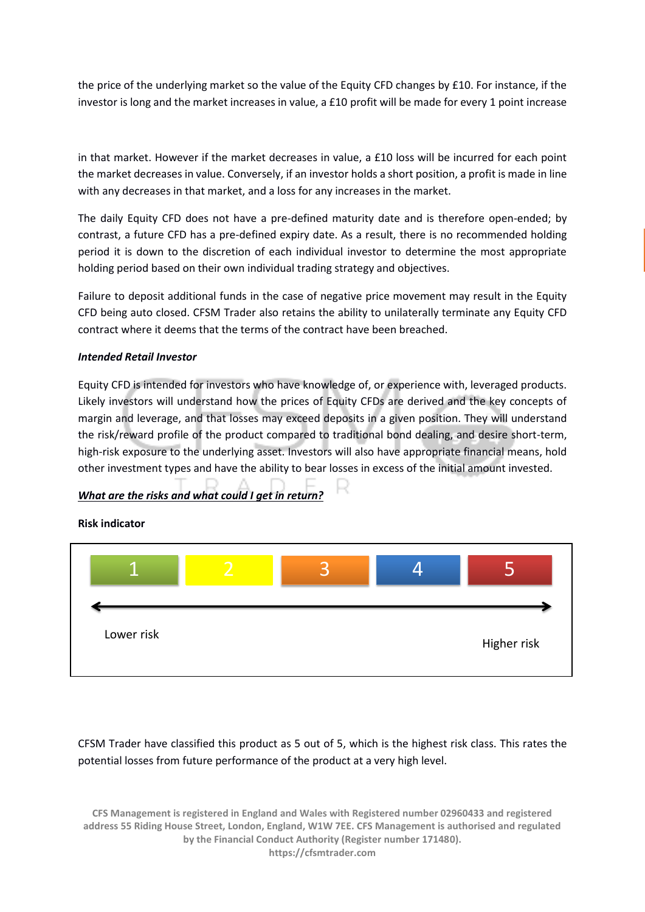the price of the underlying market so the value of the Equity CFD changes by £10. For instance, if the investor is long and the market increases in value, a £10 profit will be made for every 1 point increase in that market. However if the market decreases in value, a £10 loss will be incurred for each point the market decreases in value. Conversely, if an investor holds a short position, a profit is made in line with any decreases in that market, and a loss for any increases in the market.

The daily Equity CFD does not have a pre-defined maturity date and is therefore open-ended; by contrast, a future CFD has a pre-defined expiry date. As a result, there is no recommended holding period it is down to the discretion of each individual investor to determine the most appropriate holding period based on their own individual trading strategy and objectives.

Failure to deposit additional funds in the case of negative price movement may result in the Equity CFD being auto closed. CFSM Trader also retains the ability to unilaterally terminate any Equity CFD contract where it deems that the terms of the contract have been breached.

***Intended Retail Investor***

Equity CFD is intended for investors who have knowledge of, or experience with, leveraged products. Likely investors will understand how the prices of Equity CFDs are derived and the key concepts of margin and leverage, and that losses may exceed deposits in a given position. They will understand the risk/reward profile of the product compared to traditional bond dealing, and desire short-term, high-risk exposure to the underlying asset. Investors will also have appropriate financial means, hold other investment types and have the ability to bear losses in excess of the initial amount invested.

***<u>What are the risks and what could I get in return?</u>***

**Risk indicator**

| 1 | 2 | 3 | 4 | 5 |
|---|---|---|---|---|
| Lower risk | | | | Higher risk |

CFSM Trader have classified this product as 5 out of 5, which is the highest risk class. This rates the potential losses from future performance of the product at a very high level.

CFS Management is registered in England and Wales with Registered number 02960433 and registered address 55 Riding House Street, London, England, W1W 7EE. CFS Management is authorised and regulated by the Financial Conduct Authority (Register number 171480).
https://cfsmtrader.com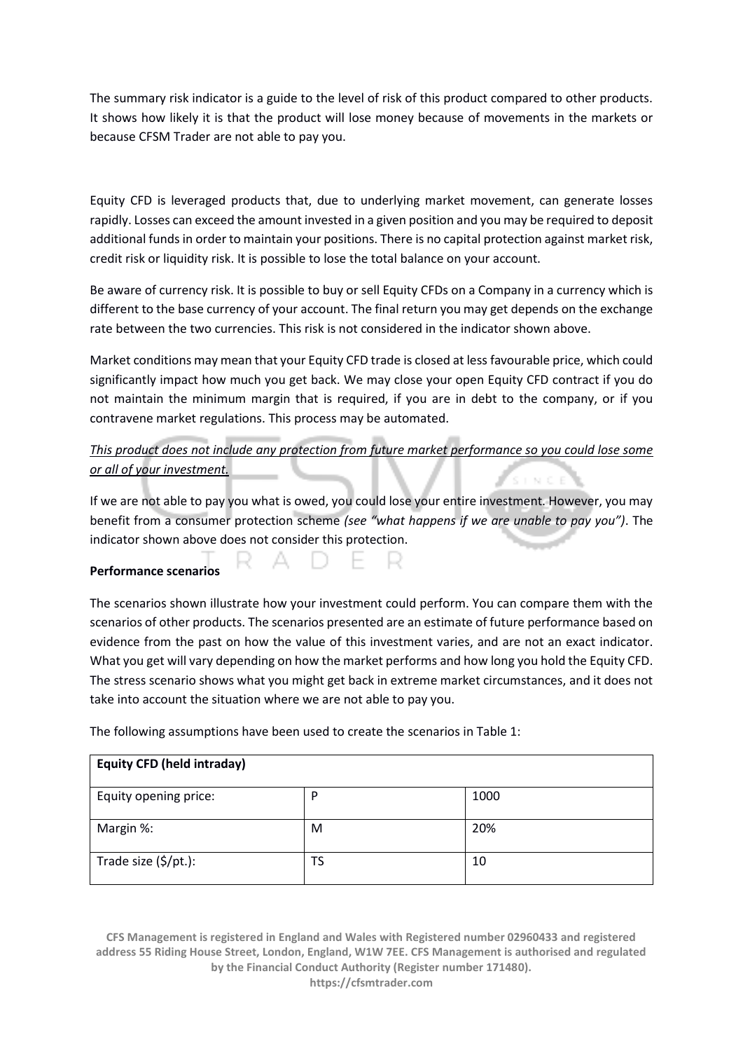The summary risk indicator is a guide to the level of risk of this product compared to other products. It shows how likely it is that the product will lose money because of movements in the markets or because CFSM Trader are not able to pay you.

Equity CFD is leveraged products that, due to underlying market movement, can generate losses rapidly. Losses can exceed the amount invested in a given position and you may be required to deposit additional funds in order to maintain your positions. There is no capital protection against market risk, credit risk or liquidity risk. It is possible to lose the total balance on your account.

Be aware of currency risk. It is possible to buy or sell Equity CFDs on a Company in a currency which is different to the base currency of your account. The final return you may get depends on the exchange rate between the two currencies. This risk is not considered in the indicator shown above.

Market conditions may mean that your Equity CFD trade is closed at less favourable price, which could significantly impact how much you get back. We may close your open Equity CFD contract if you do not maintain the minimum margin that is required, if you are in debt to the company, or if you contravene market regulations. This process may be automated.

*This product does not include any protection from future market performance so you could lose some or all of your investment.*

If we are not able to pay you what is owed, you could lose your entire investment. However, you may benefit from a consumer protection scheme *(see "what happens if we are unable to pay you")*. The indicator shown above does not consider this protection.

**Performance scenarios**

The scenarios shown illustrate how your investment could perform. You can compare them with the scenarios of other products. The scenarios presented are an estimate of future performance based on evidence from the past on how the value of this investment varies, and are not an exact indicator. What you get will vary depending on how the market performs and how long you hold the Equity CFD. The stress scenario shows what you might get back in extreme market circumstances, and it does not take into account the situation where we are not able to pay you.

The following assumptions have been used to create the scenarios in Table 1:

| **Equity CFD (held intraday)** | | |
|---|---|---|
| Equity opening price: | P | 1000 |
| Margin %: | M | 20% |
| Trade size ($/pt.): | TS | 10 |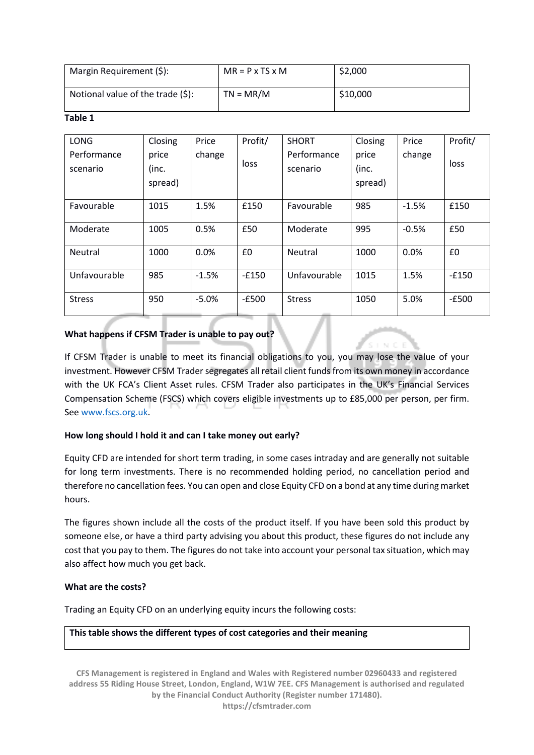| Margin Requirement ($): | MR = P x TS x M | $2,000 |
|---|---|---|
| Notional value of the trade ($): | TN = MR/M | $10,000 |

**Table 1**

| LONG Performance scenario | Closing price (inc. spread) | Price change | Profit/ loss | SHORT Performance scenario | Closing price (inc. spread) | Price change | Profit/ loss |
|---|---|---|---|---|---|---|---|
| Favourable | 1015 | 1.5% | £150 | Favourable | 985 | -1.5% | £150 |
| Moderate | 1005 | 0.5% | £50 | Moderate | 995 | -0.5% | £50 |
| Neutral | 1000 | 0.0% | £0 | Neutral | 1000 | 0.0% | £0 |
| Unfavourable | 985 | -1.5% | -£150 | Unfavourable | 1015 | 1.5% | -£150 |
| Stress | 950 | -5.0% | -£500 | Stress | 1050 | 5.0% | -£500 |

**What happens if CFSM Trader is unable to pay out?**

If CFSM Trader is unable to meet its financial obligations to you, you may lose the value of your investment. However CFSM Trader segregates all retail client funds from its own money in accordance with the UK FCA's Client Asset rules. CFSM Trader also participates in the UK's Financial Services Compensation Scheme (FSCS) which covers eligible investments up to £85,000 per person, per firm. See www.fscs.org.uk.

**How long should I hold it and can I take money out early?**

Equity CFD are intended for short term trading, in some cases intraday and are generally not suitable for long term investments. There is no recommended holding period, no cancellation period and therefore no cancellation fees. You can open and close Equity CFD on a bond at any time during market hours.

The figures shown include all the costs of the product itself. If you have been sold this product by someone else, or have a third party advising you about this product, these figures do not include any cost that you pay to them. The figures do not take into account your personal tax situation, which may also affect how much you get back.

**What are the costs?**

Trading an Equity CFD on an underlying equity incurs the following costs:

| This table shows the different types of cost categories and their meaning |
|---|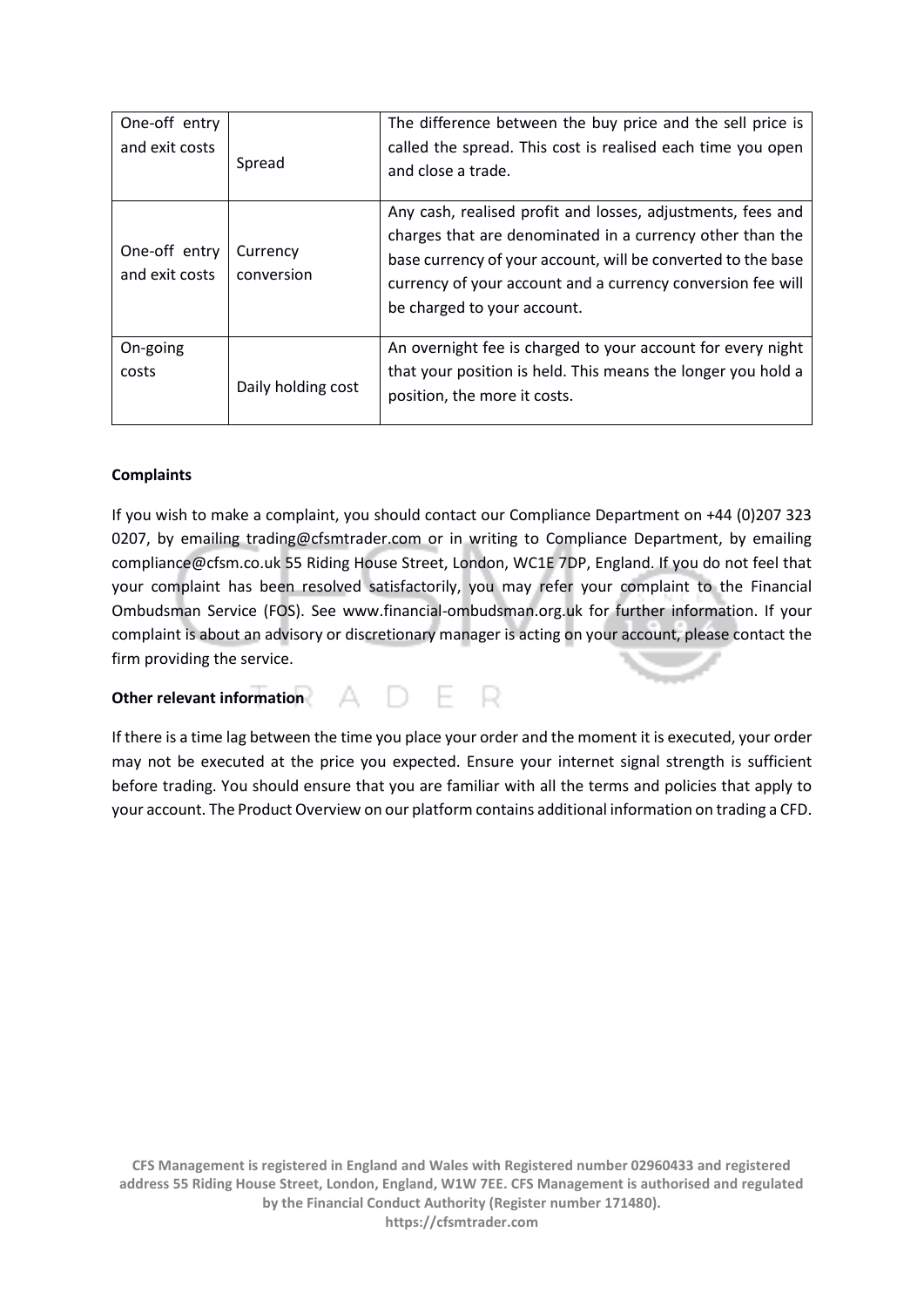| | | |
|---|---|---|
| One-off entry and exit costs | Spread | The difference between the buy price and the sell price is called the spread. This cost is realised each time you open and close a trade. |
| One-off entry and exit costs | Currency conversion | Any cash, realised profit and losses, adjustments, fees and charges that are denominated in a currency other than the base currency of your account, will be converted to the base currency of your account and a currency conversion fee will be charged to your account. |
| On-going costs | Daily holding cost | An overnight fee is charged to your account for every night that your position is held. This means the longer you hold a position, the more it costs. |

**Complaints**

If you wish to make a complaint, you should contact our Compliance Department on +44 (0)207 323 0207, by emailing trading@cfsmtrader.com or in writing to Compliance Department, by emailing compliance@cfsm.co.uk 55 Riding House Street, London, WC1E 7DP, England. If you do not feel that your complaint has been resolved satisfactorily, you may refer your complaint to the Financial Ombudsman Service (FOS). See www.financial-ombudsman.org.uk for further information. If your complaint is about an advisory or discretionary manager is acting on your account, please contact the firm providing the service.

**Other relevant information**

If there is a time lag between the time you place your order and the moment it is executed, your order may not be executed at the price you expected. Ensure your internet signal strength is sufficient before trading. You should ensure that you are familiar with all the terms and policies that apply to your account. The Product Overview on our platform contains additional information on trading a CFD.

**CFS Management is registered in England and Wales with Registered number 02960433 and registered address 55 Riding House Street, London, England, W1W 7EE. CFS Management is authorised and regulated by the Financial Conduct Authority (Register number 171480).**
**https://cfsmtrader.com**